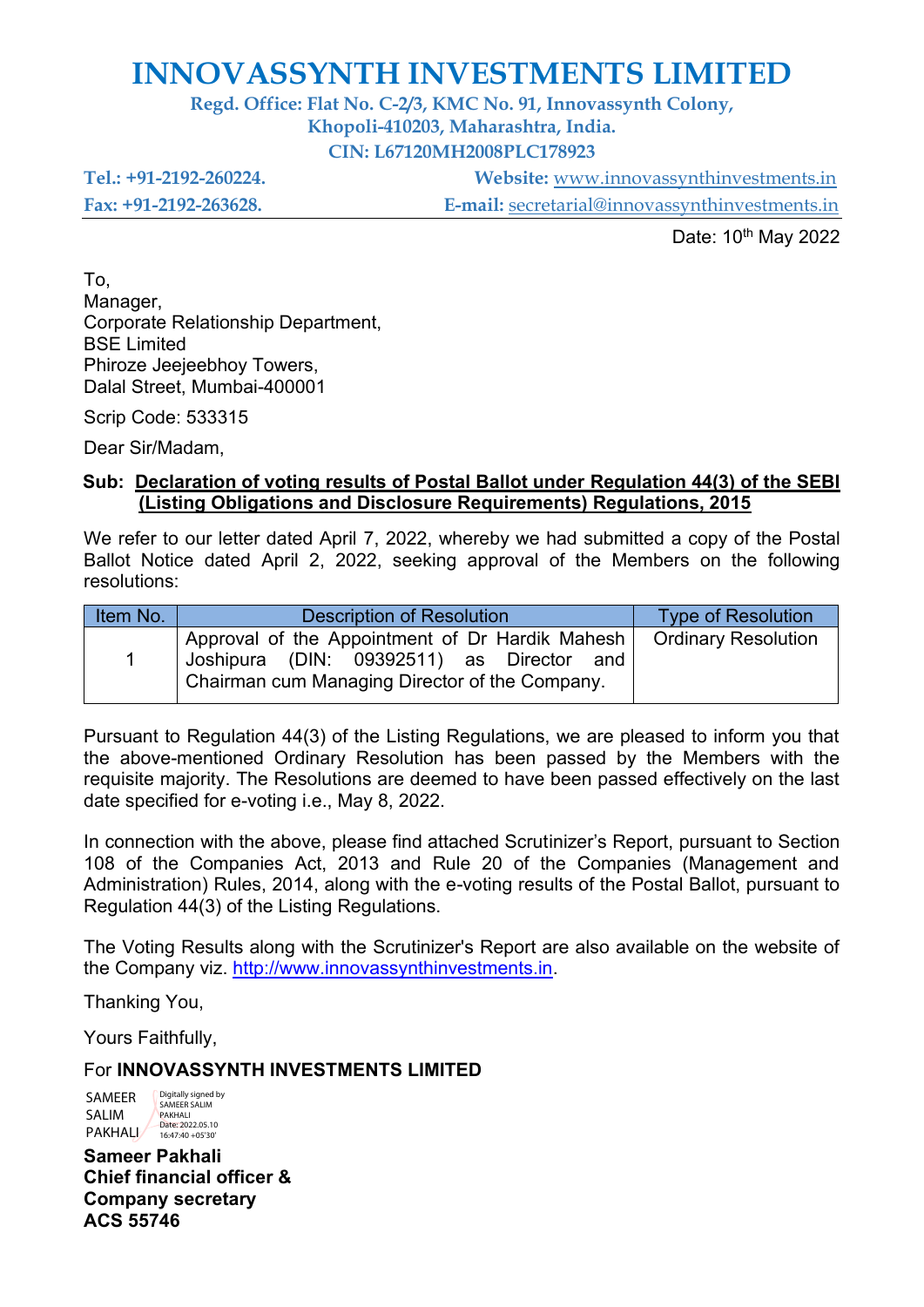# INNOVASSYNTH INVESTMENTS LIMITED

**Regd. Office: Flat No. C-2/3, KMC No. 91, Innovassynth Colony, Khopoli-410203, Maharashtra, India.**
**CIN: L67120MH2008PLC178923**

**Tel.: +91-2192-260224.** **Website:** www.innovassynthinvestments.in
**Fax: +91-2192-263628.** **E-mail:** secretarial@innovassynthinvestments.in

Date: 10th May 2022

To,
Manager,
Corporate Relationship Department,
BSE Limited
Phiroze Jeejeebhoy Towers,
Dalal Street, Mumbai-400001

Scrip Code: 533315

Dear Sir/Madam,

**Sub: Declaration of voting results of Postal Ballot under Regulation 44(3) of the SEBI (Listing Obligations and Disclosure Requirements) Regulations, 2015**

We refer to our letter dated April 7, 2022, whereby we had submitted a copy of the Postal Ballot Notice dated April 2, 2022, seeking approval of the Members on the following resolutions:

| Item No. | Description of Resolution | Type of Resolution |
|---|---|---|
| 1 | Approval of the Appointment of Dr Hardik Mahesh Joshipura (DIN: 09392511) as Director and Chairman cum Managing Director of the Company. | Ordinary Resolution |

Pursuant to Regulation 44(3) of the Listing Regulations, we are pleased to inform you that the above-mentioned Ordinary Resolution has been passed by the Members with the requisite majority. The Resolutions are deemed to have been passed effectively on the last date specified for e-voting i.e., May 8, 2022.

In connection with the above, please find attached Scrutinizer's Report, pursuant to Section 108 of the Companies Act, 2013 and Rule 20 of the Companies (Management and Administration) Rules, 2014, along with the e-voting results of the Postal Ballot, pursuant to Regulation 44(3) of the Listing Regulations.

The Voting Results along with the Scrutinizer's Report are also available on the website of the Company viz. http://www.innovassynthinvestments.in.

Thanking You,

Yours Faithfully,

For **INNOVASSYNTH INVESTMENTS LIMITED**

SAMEER SALIM PAKHALI
Digitally signed by SAMEER SALIM PAKHALI
Date: 2022.05.10 16:47:40 +05'30'

**Sameer Pakhali**
**Chief financial officer &**
**Company secretary**
**ACS 55746**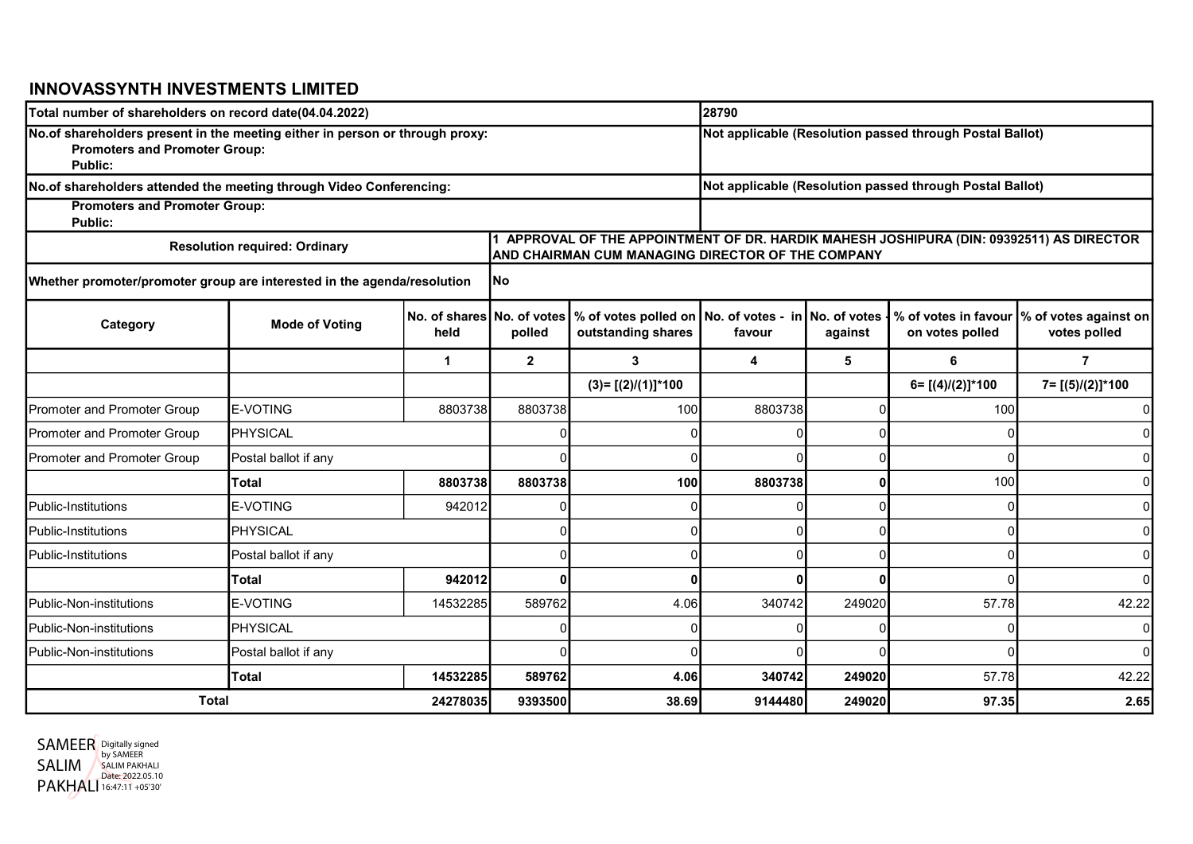## INNOVASSYNTH INVESTMENTS LIMITED

| | |
|---|---|
| **Total number of shareholders on record date(04.04.2022)** | **28790** |
| **No.of shareholders present in the meeting either in person or through proxy:**<br>**Promoters and Promoter Group:**<br>**Public:** | **Not applicable (Resolution passed through Postal Ballot)** |
| **No.of shareholders attended the meeting through Video Conferencing:** | **Not applicable (Resolution passed through Postal Ballot)** |
| **Promoters and Promoter Group:**<br>**Public:** | |
| **Resolution required: Ordinary** | **1 APPROVAL OF THE APPOINTMENT OF DR. HARDIK MAHESH JOSHIPURA (DIN: 09392511) AS DIRECTOR AND CHAIRMAN CUM MANAGING DIRECTOR OF THE COMPANY** |
| **Whether promoter/promoter group are interested in the agenda/resolution** | **No** |

| Category | Mode of Voting | No. of shares held | No. of votes polled | % of votes polled on outstanding shares | No. of votes - in favour | No. of votes - against | % of votes in favour on votes polled | % of votes against on votes polled |
|---|---|---|---|---|---|---|---|---|
| | | 1 | 2 | 3 | 4 | 5 | 6 | 7 |
| | | | | (3)= [(2)/(1)]*100 | | | 6= [(4)/(2)]*100 | 7= [(5)/(2)]*100 |
| Promoter and Promoter Group | E-VOTING | 8803738 | 8803738 | 100 | 8803738 | 0 | 100 | 0 |
| Promoter and Promoter Group | PHYSICAL | | 0 | 0 | 0 | 0 | 0 | 0 |
| Promoter and Promoter Group | Postal ballot if any | | 0 | 0 | 0 | 0 | 0 | 0 |
| | **Total** | **8803738** | **8803738** | **100** | **8803738** | **0** | 100 | 0 |
| Public-Institutions | E-VOTING | 942012 | 0 | 0 | 0 | 0 | 0 | 0 |
| Public-Institutions | PHYSICAL | | 0 | 0 | 0 | 0 | 0 | 0 |
| Public-Institutions | Postal ballot if any | | 0 | 0 | 0 | 0 | 0 | 0 |
| | **Total** | **942012** | **0** | **0** | **0** | **0** | 0 | 0 |
| Public-Non-institutions | E-VOTING | 14532285 | 589762 | 4.06 | 340742 | 249020 | 57.78 | 42.22 |
| Public-Non-institutions | PHYSICAL | | 0 | 0 | 0 | 0 | 0 | 0 |
| Public-Non-institutions | Postal ballot if any | | 0 | 0 | 0 | 0 | 0 | 0 |
| | **Total** | **14532285** | **589762** | **4.06** | **340742** | **249020** | 57.78 | 42.22 |
| **Total** | | **24278035** | **9393500** | **38.69** | **9144480** | **249020** | **97.35** | **2.65** |

SAMEER SALIM PAKHALI Digitally signed by SAMEER SALIM PAKHALI Date: 2022.05.10 16:47:11 +05'30'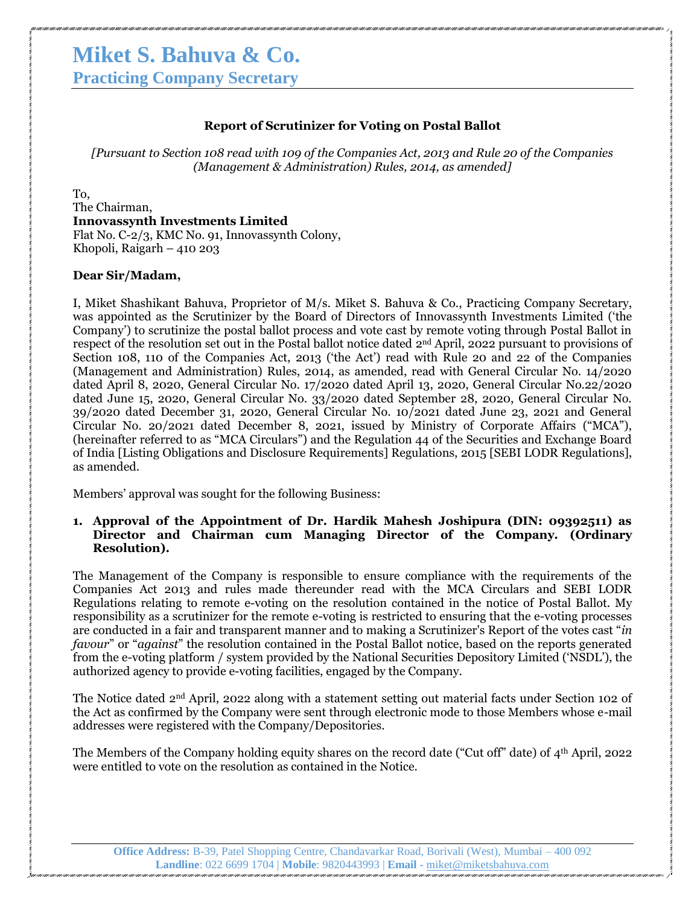# Miket S. Bahuva & Co.

## Practicing Company Secretary

**Report of Scrutinizer for Voting on Postal Ballot**

*[Pursuant to Section 108 read with 109 of the Companies Act, 2013 and Rule 20 of the Companies (Management & Administration) Rules, 2014, as amended]*

To,
The Chairman,
**Innovassynth Investments Limited**
Flat No. C-2/3, KMC No. 91, Innovassynth Colony,
Khopoli, Raigarh – 410 203

**Dear Sir/Madam,**

I, Miket Shashikant Bahuva, Proprietor of M/s. Miket S. Bahuva & Co., Practicing Company Secretary, was appointed as the Scrutinizer by the Board of Directors of Innovassynth Investments Limited ('the Company') to scrutinize the postal ballot process and vote cast by remote voting through Postal Ballot in respect of the resolution set out in the Postal ballot notice dated 2nd April, 2022 pursuant to provisions of Section 108, 110 of the Companies Act, 2013 ('the Act') read with Rule 20 and 22 of the Companies (Management and Administration) Rules, 2014, as amended, read with General Circular No. 14/2020 dated April 8, 2020, General Circular No. 17/2020 dated April 13, 2020, General Circular No.22/2020 dated June 15, 2020, General Circular No. 33/2020 dated September 28, 2020, General Circular No. 39/2020 dated December 31, 2020, General Circular No. 10/2021 dated June 23, 2021 and General Circular No. 20/2021 dated December 8, 2021, issued by Ministry of Corporate Affairs ("MCA"), (hereinafter referred to as "MCA Circulars") and the Regulation 44 of the Securities and Exchange Board of India [Listing Obligations and Disclosure Requirements] Regulations, 2015 [SEBI LODR Regulations], as amended.

Members' approval was sought for the following Business:

1. **Approval of the Appointment of Dr. Hardik Mahesh Joshipura (DIN: 09392511) as Director and Chairman cum Managing Director of the Company. (Ordinary Resolution).**

The Management of the Company is responsible to ensure compliance with the requirements of the Companies Act 2013 and rules made thereunder read with the MCA Circulars and SEBI LODR Regulations relating to remote e-voting on the resolution contained in the notice of Postal Ballot. My responsibility as a scrutinizer for the remote e-voting is restricted to ensuring that the e-voting processes are conducted in a fair and transparent manner and to making a Scrutinizer's Report of the votes cast "*in favour*" or "*against*" the resolution contained in the Postal Ballot notice, based on the reports generated from the e-voting platform / system provided by the National Securities Depository Limited ('NSDL'), the authorized agency to provide e-voting facilities, engaged by the Company.

The Notice dated 2nd April, 2022 along with a statement setting out material facts under Section 102 of the Act as confirmed by the Company were sent through electronic mode to those Members whose e-mail addresses were registered with the Company/Depositories.

The Members of the Company holding equity shares on the record date ("Cut off" date) of 4th April, 2022 were entitled to vote on the resolution as contained in the Notice.

**Office Address:** B-39, Patel Shopping Centre, Chandavarkar Road, Borivali (West), Mumbai – 400 092
**Landline**: 022 6699 1704 | **Mobile**: 9820443993 | **Email** - miket@miketsbahuva.com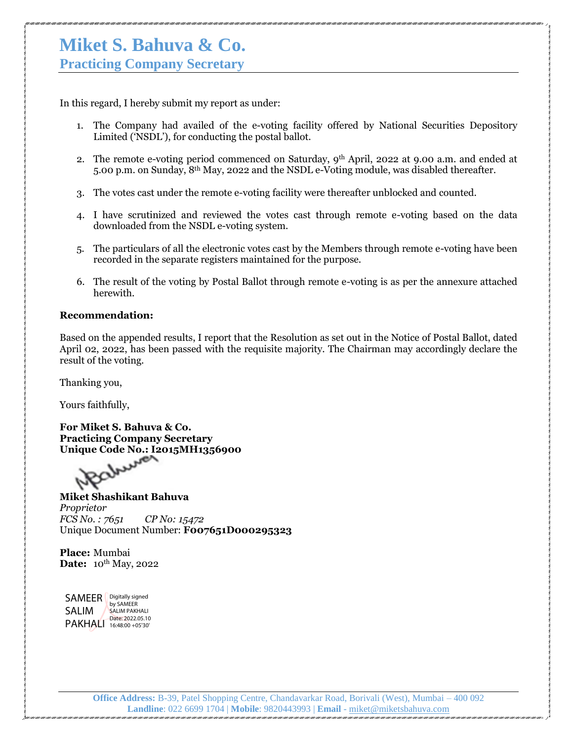In this regard, I hereby submit my report as under:

1. The Company had availed of the e-voting facility offered by National Securities Depository Limited ('NSDL'), for conducting the postal ballot.

2. The remote e-voting period commenced on Saturday, 9th April, 2022 at 9.00 a.m. and ended at 5.00 p.m. on Sunday, 8th May, 2022 and the NSDL e-Voting module, was disabled thereafter.

3. The votes cast under the remote e-voting facility were thereafter unblocked and counted.

4. I have scrutinized and reviewed the votes cast through remote e-voting based on the data downloaded from the NSDL e-voting system.

5. The particulars of all the electronic votes cast by the Members through remote e-voting have been recorded in the separate registers maintained for the purpose.

6. The result of the voting by Postal Ballot through remote e-voting is as per the annexure attached herewith.

**Recommendation:**

Based on the appended results, I report that the Resolution as set out in the Notice of Postal Ballot, dated April 02, 2022, has been passed with the requisite majority. The Chairman may accordingly declare the result of the voting.

Thanking you,

Yours faithfully,

**For Miket S. Bahuva & Co.**
**Practicing Company Secretary**
**Unique Code No.: I2015MH1356900**

**Miket Shashikant Bahuva**
*Proprietor*
*FCS No. : 7651 CP No: 15472*
Unique Document Number: **F007651D000295323**

**Place:** Mumbai
**Date:** 10th May, 2022

SAMEER SALIM PAKHALI
Digitally signed by SAMEER SALIM PAKHALI
Date: 2022.05.10 16:48:00 +05'30'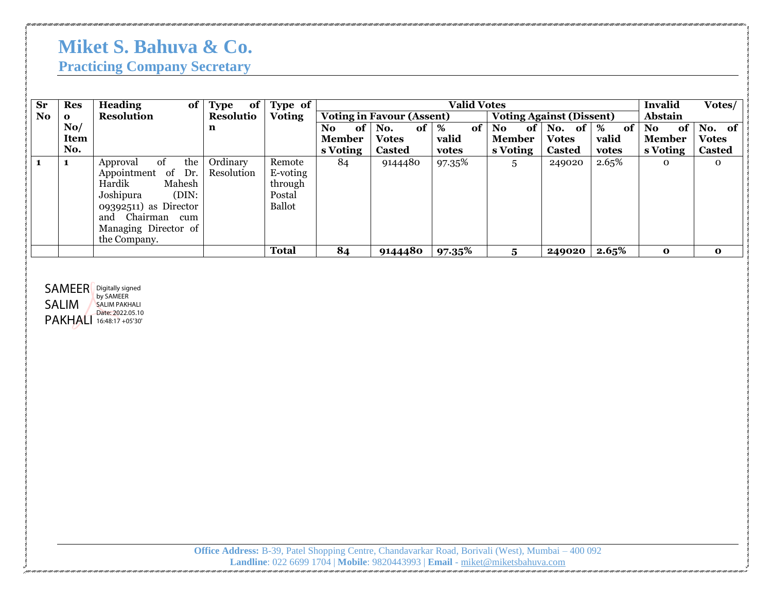# Miket S. Bahuva & Co.

## Practicing Company Secretary

| Sr No | Reso No/ Item No. | Heading of Resolution | Type of Resolution | Type of Voting | Valid Votes | | | | | | Invalid Votes/ Abstain | |
|---|---|---|---|---|---|---|---|---|---|---|---|---|
| | | | | | Voting in Favour (Assent) | | | Voting Against (Dissent) | | | | |
| | | | | | No of Members Voting | No. of Votes Casted | % of valid votes | No of Members Voting | No. of Votes Casted | % of valid votes | No of Members Voting | No. of Votes Casted |
| 1 | 1 | Approval of the Appointment of Dr. Hardik Mahesh Joshipura (DIN: 09392511) as Director and Chairman cum Managing Director of the Company. | Ordinary Resolution | Remote E-voting through Postal Ballot | 84 | 9144480 | 97.35% | 5 | 249020 | 2.65% | 0 | 0 |
| | | | | **Total** | **84** | **9144480** | **97.35%** | **5** | **249020** | **2.65%** | **0** | **0** |

SAMEER SALIM PAKHALI

Digitally signed by SAMEER SALIM PAKHALI
Date: 2022.05.10 16:48:17 +05'30'

**Office Address:** B-39, Patel Shopping Centre, Chandavarkar Road, Borivali (West), Mumbai – 400 092
**Landline**: 022 6699 1704 | **Mobile**: 9820443993 | **Email** - miket@miketsbahuva.com